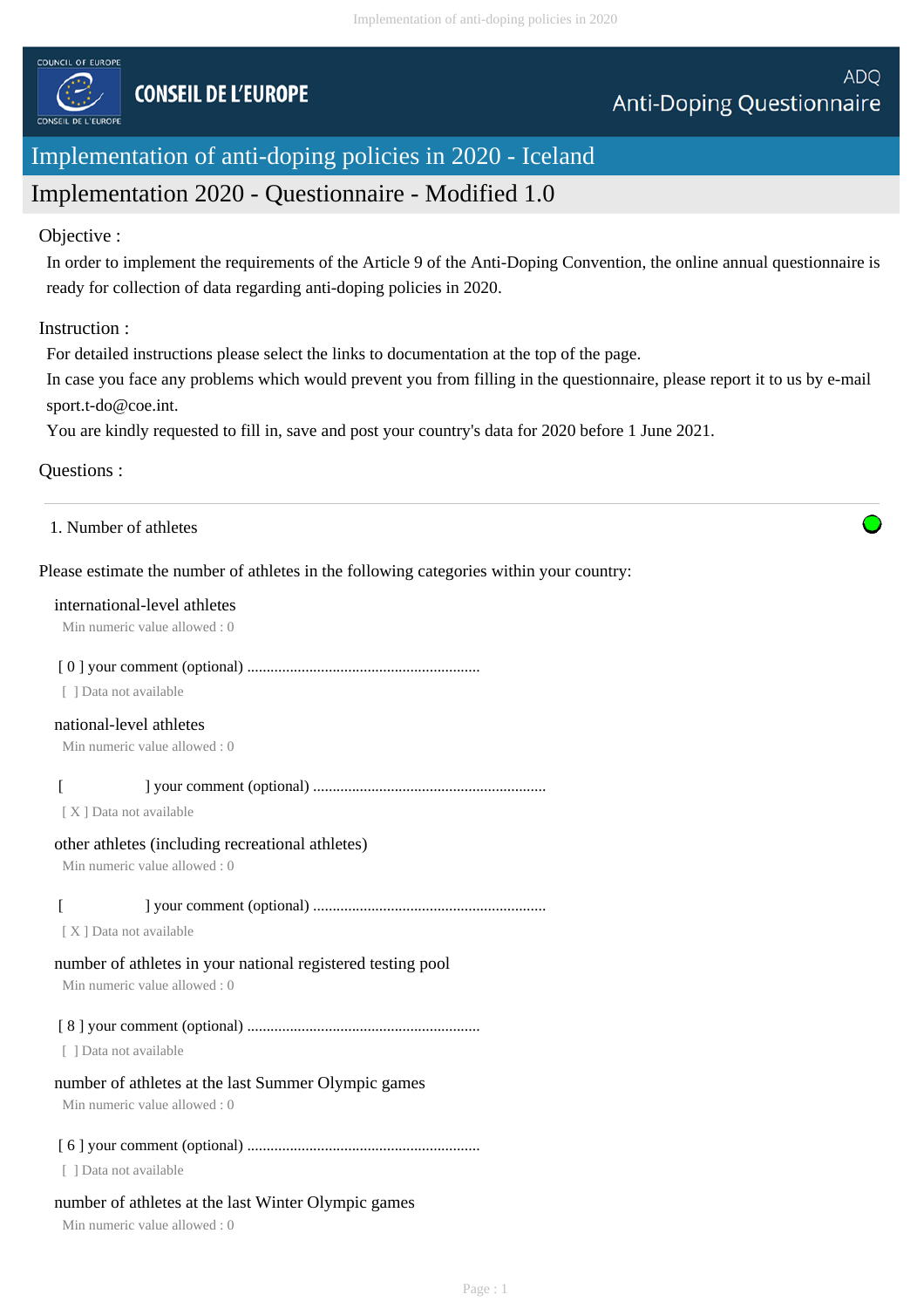COUNCIL OF EUROPE

CONSEIL DE L'EUROPE

ADQ
Anti-Doping Questionnaire

# Implementation of anti-doping policies in 2020 - Iceland

## Implementation 2020 - Questionnaire - Modified 1.0

Objective :

In order to implement the requirements of the Article 9 of the Anti-Doping Convention, the online annual questionnaire is ready for collection of data regarding anti-doping policies in 2020.

Instruction :

For detailed instructions please select the links to documentation at the top of the page.
In case you face any problems which would prevent you from filling in the questionnaire, please report it to us by e-mail sport.t-do@coe.int.
You are kindly requested to fill in, save and post your country's data for 2020 before 1 June 2021.

Questions :

---

1. Number of athletes

Please estimate the number of athletes in the following categories within your country:

international-level athletes
Min numeric value allowed : 0

[ 0 ] your comment (optional) ............................................................
[ ] Data not available

national-level athletes
Min numeric value allowed : 0

[ ] your comment (optional) ............................................................
[ X ] Data not available

other athletes (including recreational athletes)
Min numeric value allowed : 0

[ ] your comment (optional) ............................................................
[ X ] Data not available

number of athletes in your national registered testing pool
Min numeric value allowed : 0

[ 8 ] your comment (optional) ............................................................
[ ] Data not available

number of athletes at the last Summer Olympic games
Min numeric value allowed : 0

[ 6 ] your comment (optional) ............................................................
[ ] Data not available

number of athletes at the last Winter Olympic games
Min numeric value allowed : 0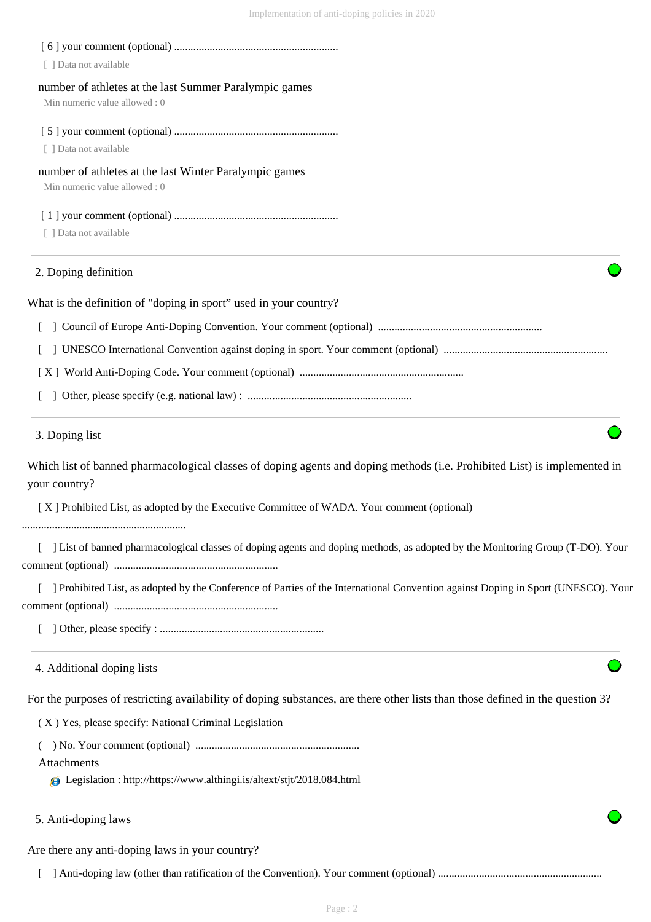[ 6 ] your comment (optional) ............................................................

[ ] Data not available

number of athletes at the last Summer Paralympic games

Min numeric value allowed : 0

[ 5 ] your comment (optional) ............................................................

[ ] Data not available

number of athletes at the last Winter Paralympic games

Min numeric value allowed : 0

[ 1 ] your comment (optional) ............................................................

[ ] Data not available

---

## 2. Doping definition

What is the definition of "doping in sport" used in your country?

[ ] Council of Europe Anti-Doping Convention. Your comment (optional) ............................................................

[ ] UNESCO International Convention against doping in sport. Your comment (optional) ............................................................

[ X ] World Anti-Doping Code. Your comment (optional) ............................................................

[ ] Other, please specify (e.g. national law) : ............................................................

---

## 3. Doping list

Which list of banned pharmacological classes of doping agents and doping methods (i.e. Prohibited List) is implemented in your country?

[ X ] Prohibited List, as adopted by the Executive Committee of WADA. Your comment (optional) ............................................................

[ ] List of banned pharmacological classes of doping agents and doping methods, as adopted by the Monitoring Group (T-DO). Your comment (optional) ............................................................

[ ] Prohibited List, as adopted by the Conference of Parties of the International Convention against Doping in Sport (UNESCO). Your comment (optional) ............................................................

[ ] Other, please specify : ............................................................

---

## 4. Additional doping lists

For the purposes of restricting availability of doping substances, are there other lists than those defined in the question 3?

( X ) Yes, please specify: National Criminal Legislation

( ) No. Your comment (optional) ............................................................

Attachments

- Legislation : http://https://www.althingi.is/altext/stjt/2018.084.html

---

## 5. Anti-doping laws

Are there any anti-doping laws in your country?

[ ] Anti-doping law (other than ratification of the Convention). Your comment (optional) ............................................................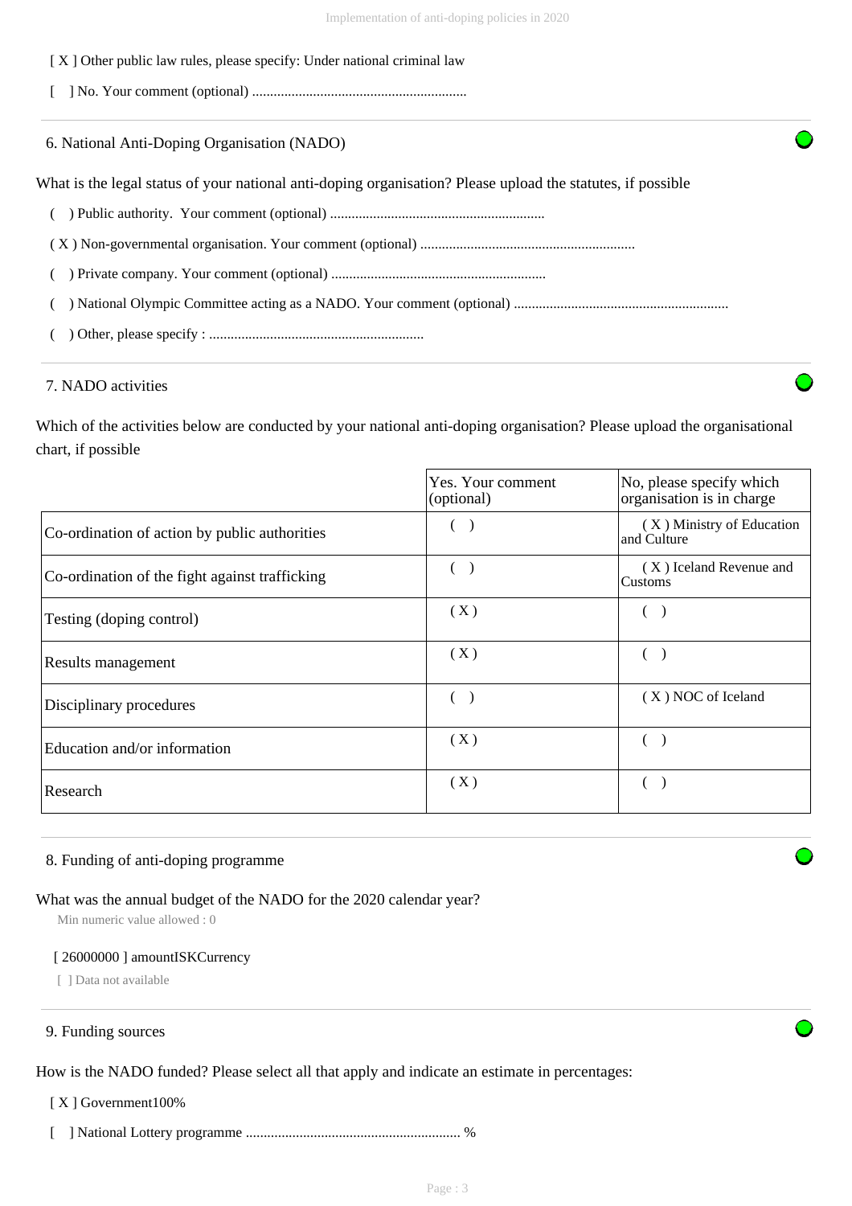[ X ] Other public law rules, please specify: Under national criminal law

[ ] No. Your comment (optional) ............................................................

## 6. National Anti-Doping Organisation (NADO)

What is the legal status of your national anti-doping organisation? Please upload the statutes, if possible

( ) Public authority. Your comment (optional) ............................................................

( X ) Non-governmental organisation. Your comment (optional) ............................................................

( ) Private company. Your comment (optional) ............................................................

( ) National Olympic Committee acting as a NADO. Your comment (optional) ............................................................

( ) Other, please specify : ............................................................

## 7. NADO activities

Which of the activities below are conducted by your national anti-doping organisation? Please upload the organisational chart, if possible

| | Yes. Your comment (optional) | No, please specify which organisation is in charge |
|---|---|---|
| Co-ordination of action by public authorities | ( ) | ( X ) Ministry of Education and Culture |
| Co-ordination of the fight against trafficking | ( ) | ( X ) Iceland Revenue and Customs |
| Testing (doping control) | ( X ) | ( ) |
| Results management | ( X ) | ( ) |
| Disciplinary procedures | ( ) | ( X ) NOC of Iceland |
| Education and/or information | ( X ) | ( ) |
| Research | ( X ) | ( ) |

## 8. Funding of anti-doping programme

What was the annual budget of the NADO for the 2020 calendar year?

Min numeric value allowed : 0

[ 26000000 ] amountISKCurrency

[ ] Data not available

## 9. Funding sources

How is the NADO funded? Please select all that apply and indicate an estimate in percentages:

[ X ] Government100%

[ ] National Lottery programme ............................................................ %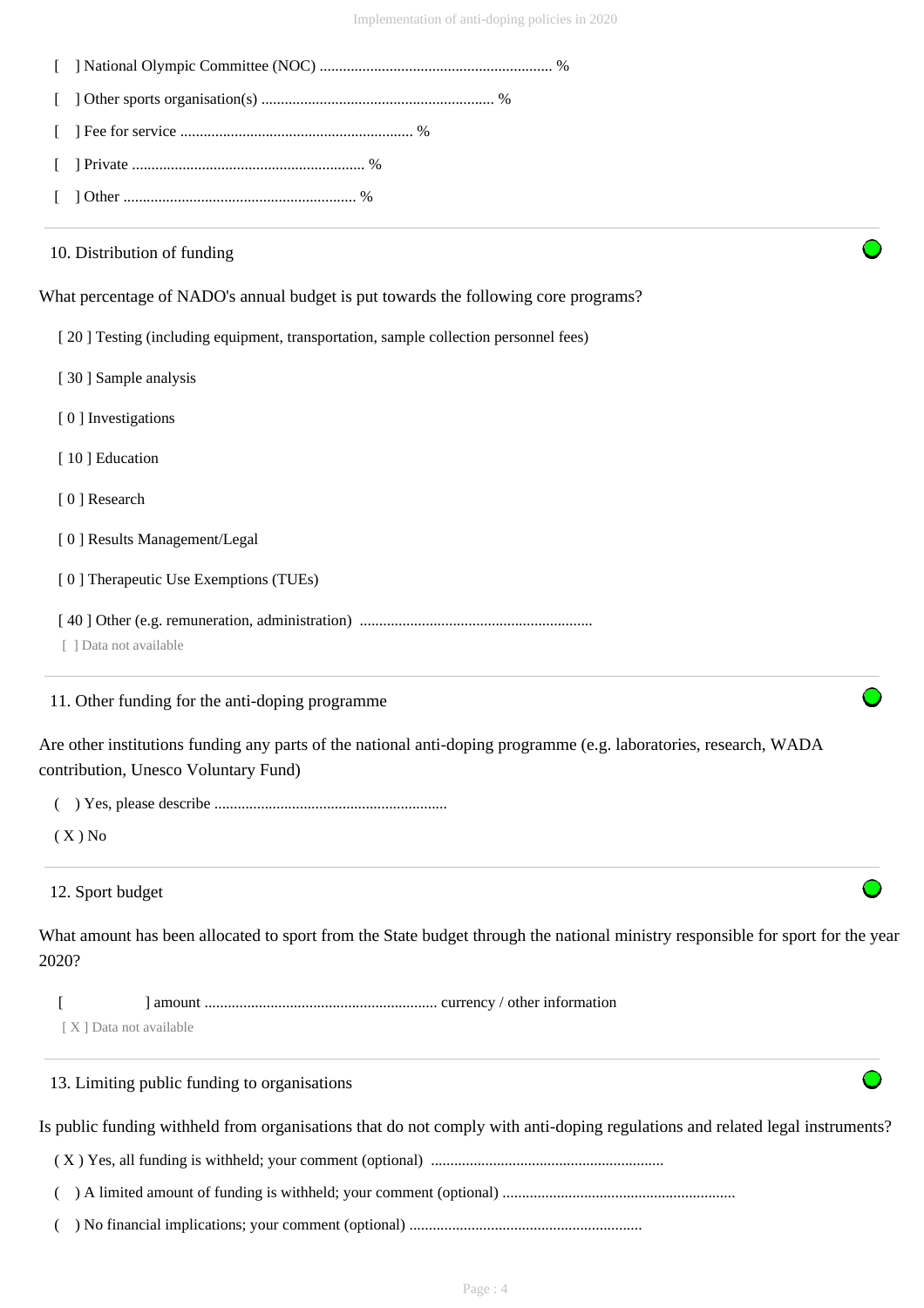[ ] National Olympic Committee (NOC) ........................................................... %

[ ] Other sports organisation(s) ........................................................... %

[ ] Fee for service ........................................................... %

[ ] Private ........................................................... %

[ ] Other ........................................................... %

10. Distribution of funding

What percentage of NADO's annual budget is put towards the following core programs?

[ 20 ] Testing (including equipment, transportation, sample collection personnel fees)

[ 30 ] Sample analysis

[ 0 ] Investigations

[ 10 ] Education

[ 0 ] Research

[ 0 ] Results Management/Legal

[ 0 ] Therapeutic Use Exemptions (TUEs)

[ 40 ] Other (e.g. remuneration, administration) ...........................................................

[ ] Data not available

11. Other funding for the anti-doping programme

Are other institutions funding any parts of the national anti-doping programme (e.g. laboratories, research, WADA contribution, Unesco Voluntary Fund)

( ) Yes, please describe ...........................................................

( X ) No

12. Sport budget

What amount has been allocated to sport from the State budget through the national ministry responsible for sport for the year 2020?

[ ] amount ........................................................... currency / other information

[ X ] Data not available

13. Limiting public funding to organisations

Is public funding withheld from organisations that do not comply with anti-doping regulations and related legal instruments?

( X ) Yes, all funding is withheld; your comment (optional) ...........................................................

( ) A limited amount of funding is withheld; your comment (optional) ...........................................................

( ) No financial implications; your comment (optional) ...........................................................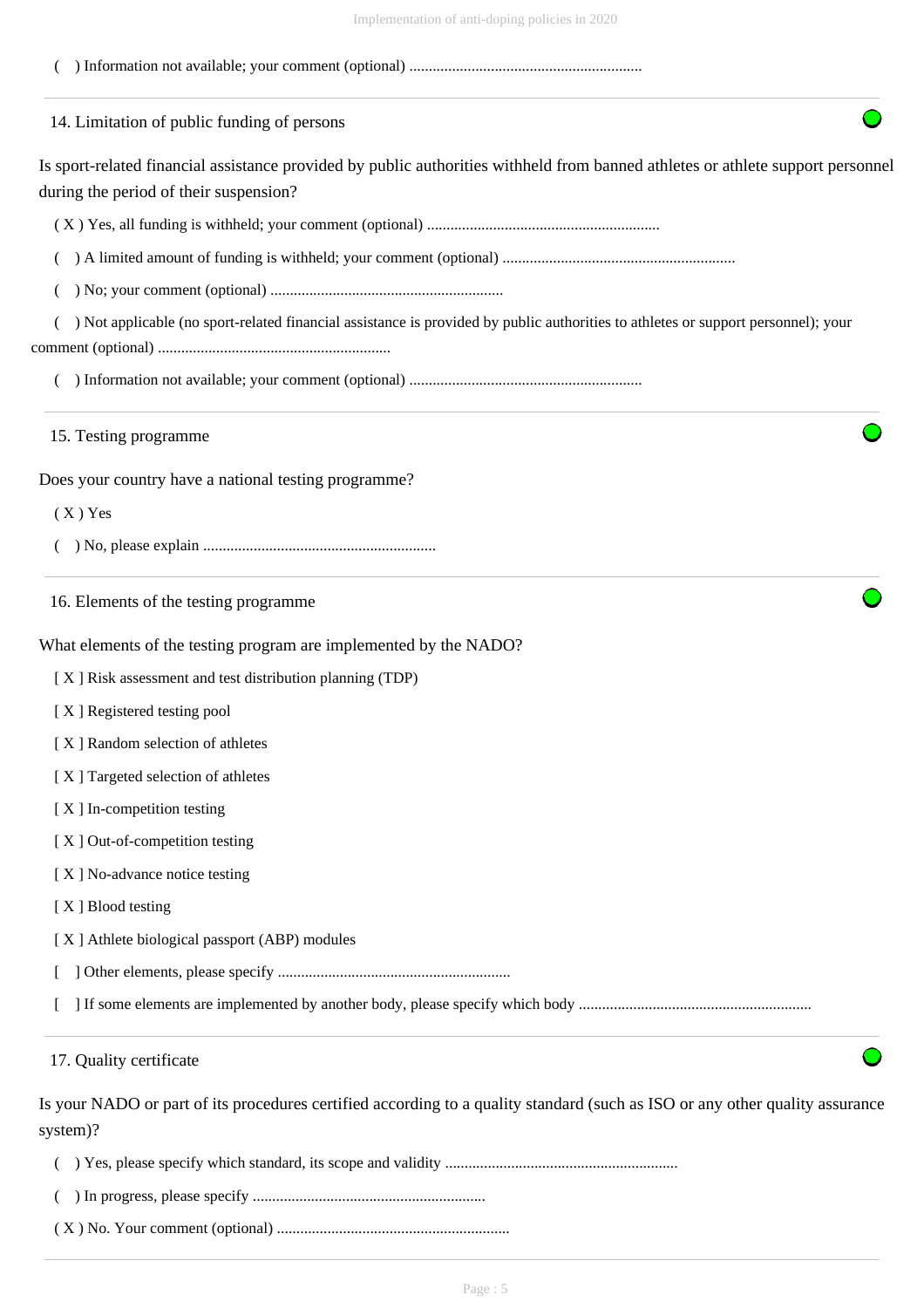( ) Information not available; your comment (optional) ............................................................

## 14. Limitation of public funding of persons

Is sport-related financial assistance provided by public authorities withheld from banned athletes or athlete support personnel during the period of their suspension?

( X ) Yes, all funding is withheld; your comment (optional) ............................................................

( ) A limited amount of funding is withheld; your comment (optional) ............................................................

( ) No; your comment (optional) ............................................................

( ) Not applicable (no sport-related financial assistance is provided by public authorities to athletes or support personnel); your comment (optional) ............................................................

( ) Information not available; your comment (optional) ............................................................

## 15. Testing programme

Does your country have a national testing programme?

( X ) Yes

( ) No, please explain ............................................................

## 16. Elements of the testing programme

What elements of the testing program are implemented by the NADO?

[ X ] Risk assessment and test distribution planning (TDP)

[ X ] Registered testing pool

[ X ] Random selection of athletes

[ X ] Targeted selection of athletes

[ X ] In-competition testing

[ X ] Out-of-competition testing

[ X ] No-advance notice testing

[ X ] Blood testing

[ X ] Athlete biological passport (ABP) modules

[ ] Other elements, please specify ............................................................

[ ] If some elements are implemented by another body, please specify which body ............................................................

## 17. Quality certificate

Is your NADO or part of its procedures certified according to a quality standard (such as ISO or any other quality assurance system)?

( ) Yes, please specify which standard, its scope and validity ............................................................

( ) In progress, please specify ............................................................

( X ) No. Your comment (optional) ............................................................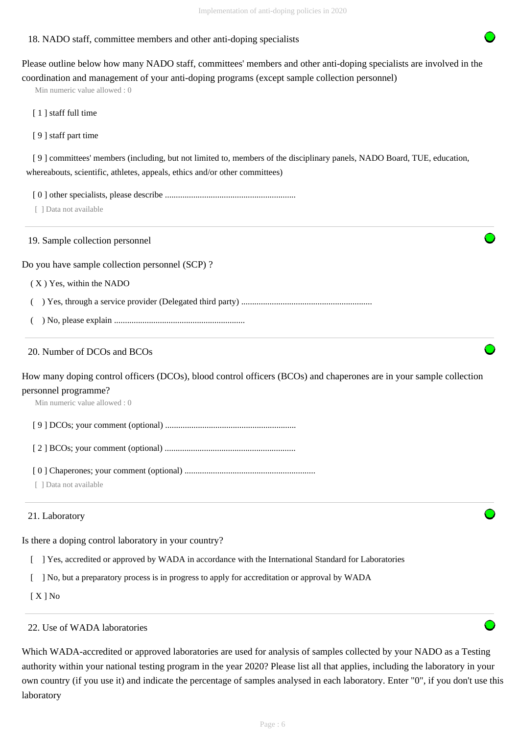## 18. NADO staff, committee members and other anti-doping specialists

Please outline below how many NADO staff, committees' members and other anti-doping specialists are involved in the coordination and management of your anti-doping programs (except sample collection personnel)

Min numeric value allowed : 0

[ 1 ] staff full time

[ 9 ] staff part time

[ 9 ] committees' members (including, but not limited to, members of the disciplinary panels, NADO Board, TUE, education, whereabouts, scientific, athletes, appeals, ethics and/or other committees)

[ 0 ] other specialists, please describe ............................................................

[ ] Data not available

## 19. Sample collection personnel

Do you have sample collection personnel (SCP) ?

( X ) Yes, within the NADO

( ) Yes, through a service provider (Delegated third party) ............................................................

( ) No, please explain ............................................................

## 20. Number of DCOs and BCOs

How many doping control officers (DCOs), blood control officers (BCOs) and chaperones are in your sample collection personnel programme?

Min numeric value allowed : 0

[ 9 ] DCOs; your comment (optional) ............................................................

[ 2 ] BCOs; your comment (optional) ............................................................

[ 0 ] Chaperones; your comment (optional) ............................................................

[ ] Data not available

## 21. Laboratory

Is there a doping control laboratory in your country?

[ ] Yes, accredited or approved by WADA in accordance with the International Standard for Laboratories

[ ] No, but a preparatory process is in progress to apply for accreditation or approval by WADA

[ X ] No

## 22. Use of WADA laboratories

Which WADA-accredited or approved laboratories are used for analysis of samples collected by your NADO as a Testing authority within your national testing program in the year 2020? Please list all that applies, including the laboratory in your own country (if you use it) and indicate the percentage of samples analysed in each laboratory. Enter "0", if you don't use this laboratory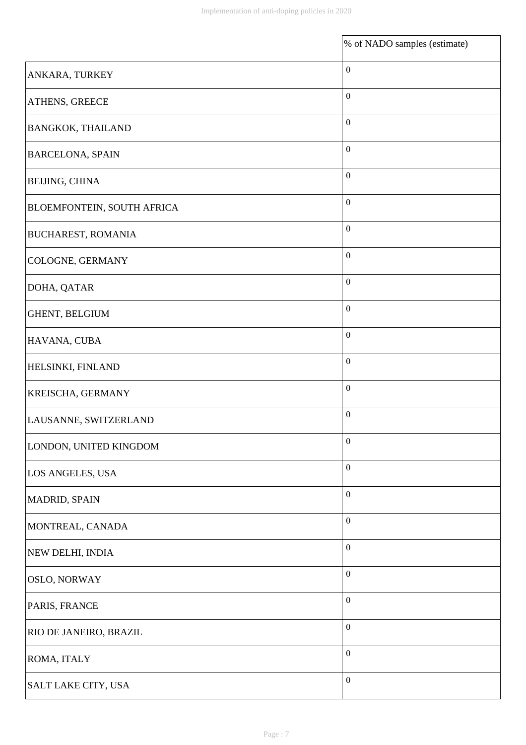| | % of NADO samples (estimate) |
|---|---|
| ANKARA, TURKEY | 0 |
| ATHENS, GREECE | 0 |
| BANGKOK, THAILAND | 0 |
| BARCELONA, SPAIN | 0 |
| BEIJING, CHINA | 0 |
| BLOEMFONTEIN, SOUTH AFRICA | 0 |
| BUCHAREST, ROMANIA | 0 |
| COLOGNE, GERMANY | 0 |
| DOHA, QATAR | 0 |
| GHENT, BELGIUM | 0 |
| HAVANA, CUBA | 0 |
| HELSINKI, FINLAND | 0 |
| KREISCHA, GERMANY | 0 |
| LAUSANNE, SWITZERLAND | 0 |
| LONDON, UNITED KINGDOM | 0 |
| LOS ANGELES, USA | 0 |
| MADRID, SPAIN | 0 |
| MONTREAL, CANADA | 0 |
| NEW DELHI, INDIA | 0 |
| OSLO, NORWAY | 0 |
| PARIS, FRANCE | 0 |
| RIO DE JANEIRO, BRAZIL | 0 |
| ROMA, ITALY | 0 |
| SALT LAKE CITY, USA | 0 |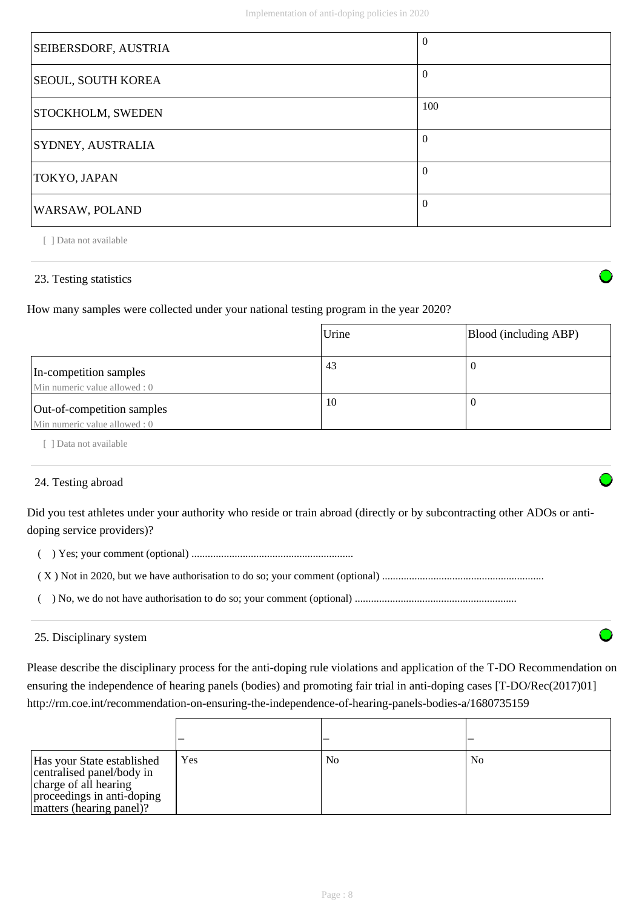| SEIBERSDORF, AUSTRIA | 0 |
|---|---|
| SEOUL, SOUTH KOREA | 0 |
| STOCKHOLM, SWEDEN | 100 |
| SYDNEY, AUSTRALIA | 0 |
| TOKYO, JAPAN | 0 |
| WARSAW, POLAND | 0 |

[ ] Data not available

### 23. Testing statistics

How many samples were collected under your national testing program in the year 2020?

| | Urine | Blood (including ABP) |
|---|---|---|
| In-competition samples<br>Min numeric value allowed : 0 | 43 | 0 |
| Out-of-competition samples<br>Min numeric value allowed : 0 | 10 | 0 |

[ ] Data not available

### 24. Testing abroad

Did you test athletes under your authority who reside or train abroad (directly or by subcontracting other ADOs or anti-doping service providers)?

( ) Yes; your comment (optional) ...........................................................

( X ) Not in 2020, but we have authorisation to do so; your comment (optional) ...........................................................

( ) No, we do not have authorisation to do so; your comment (optional) ...........................................................

### 25. Disciplinary system

Please describe the disciplinary process for the anti-doping rule violations and application of the T-DO Recommendation on ensuring the independence of hearing panels (bodies) and promoting fair trial in anti-doping cases [T-DO/Rec(2017)01] http://rm.coe.int/recommendation-on-ensuring-the-independence-of-hearing-panels-bodies-a/1680735159

| | – | – | – |
|---|---|---|---|
| Has your State established centralised panel/body in charge of all hearing proceedings in anti-doping matters (hearing panel)? | Yes | No | No |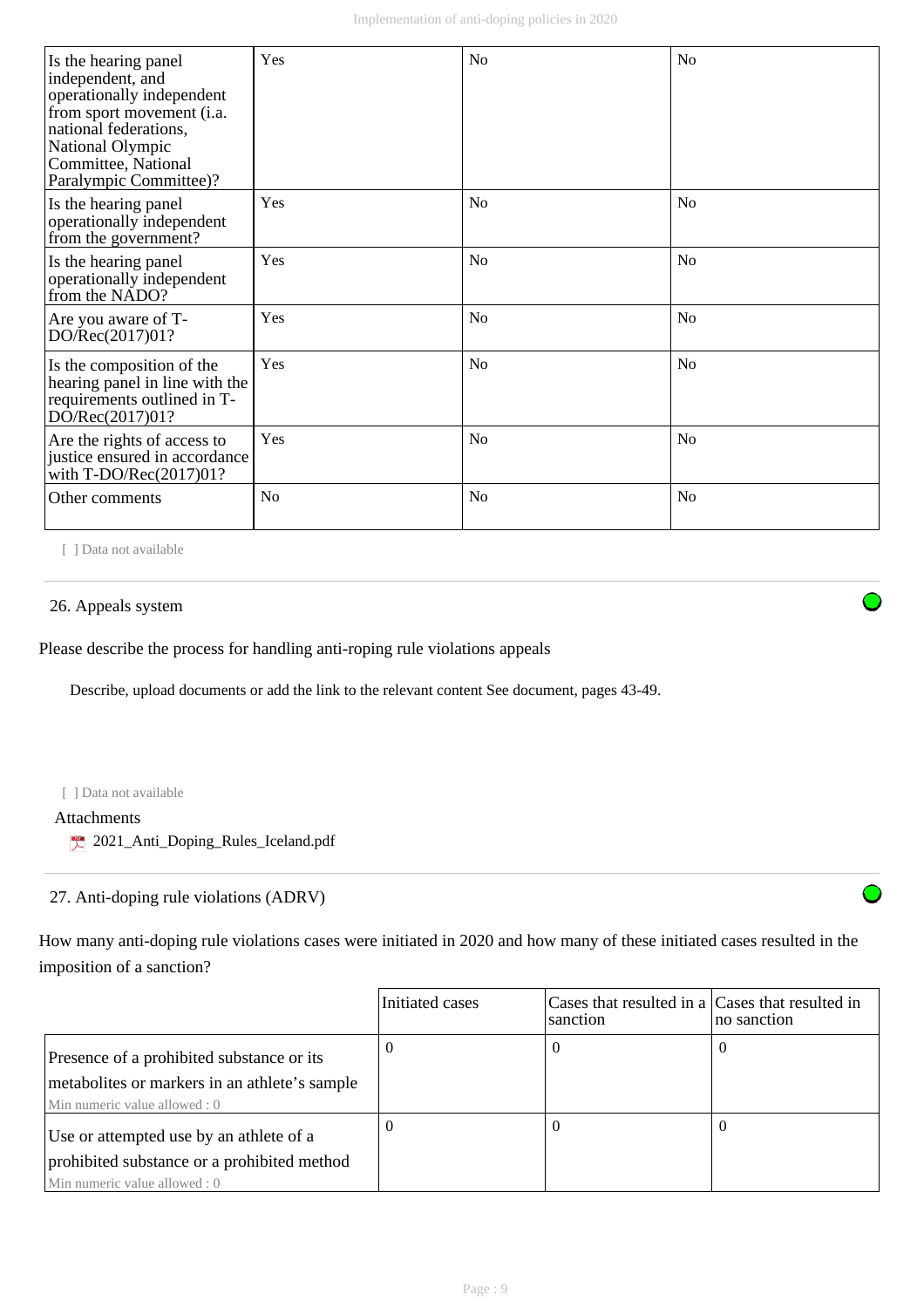| Is the hearing panel independent, and operationally independent from sport movement (i.a. national federations, National Olympic Committee, National Paralympic Committee)? | Yes | No | No |
|---|---|---|---|
| Is the hearing panel operationally independent from the government? | Yes | No | No |
| Is the hearing panel operationally independent from the NADO? | Yes | No | No |
| Are you aware of T-DO/Rec(2017)01? | Yes | No | No |
| Is the composition of the hearing panel in line with the requirements outlined in T-DO/Rec(2017)01? | Yes | No | No |
| Are the rights of access to justice ensured in accordance with T-DO/Rec(2017)01? | Yes | No | No |
| Other comments | No | No | No |

[ ] Data not available

## 26. Appeals system

Please describe the process for handling anti-roping rule violations appeals

Describe, upload documents or add the link to the relevant content See document, pages 43-49.

[ ] Data not available

Attachments

2021_Anti_Doping_Rules_Iceland.pdf

## 27. Anti-doping rule violations (ADRV)

How many anti-doping rule violations cases were initiated in 2020 and how many of these initiated cases resulted in the imposition of a sanction?

| | Initiated cases | Cases that resulted in a sanction | Cases that resulted in no sanction |
|---|---|---|---|
| Presence of a prohibited substance or its metabolites or markers in an athlete's sample<br>Min numeric value allowed : 0 | 0 | 0 | 0 |
| Use or attempted use by an athlete of a prohibited substance or a prohibited method<br>Min numeric value allowed : 0 | 0 | 0 | 0 |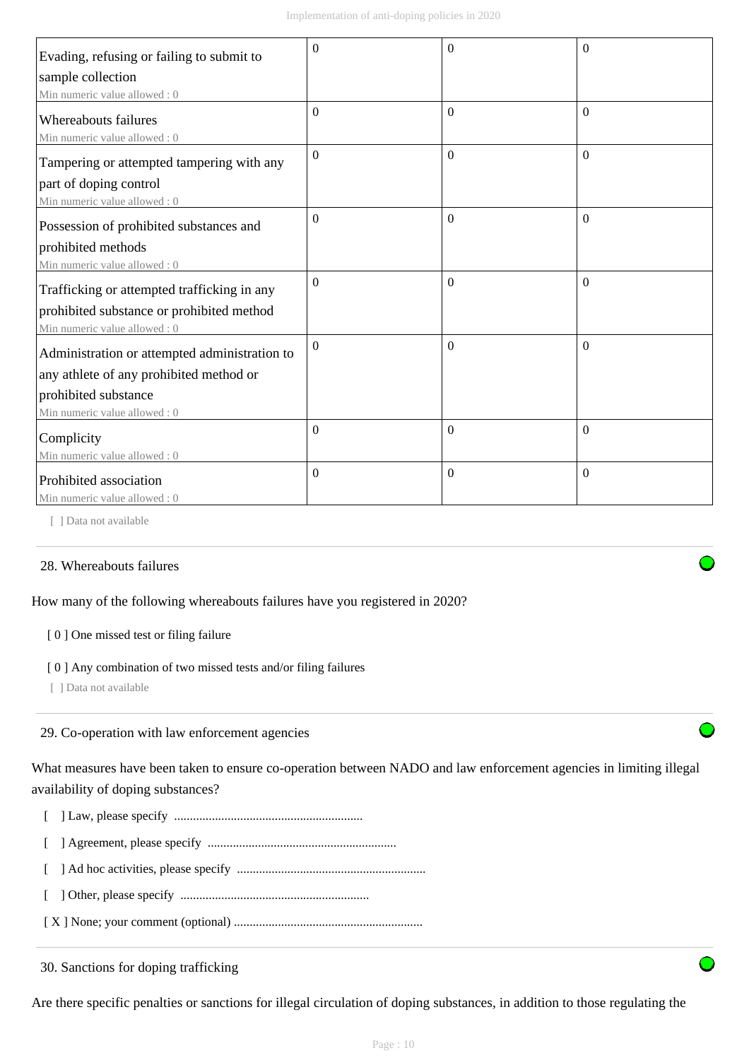| | | | |
|---|---|---|---|
| Evading, refusing or failing to submit to sample collection<br>Min numeric value allowed : 0 | 0 | 0 | 0 |
| Whereabouts failures<br>Min numeric value allowed : 0 | 0 | 0 | 0 |
| Tampering or attempted tampering with any part of doping control<br>Min numeric value allowed : 0 | 0 | 0 | 0 |
| Possession of prohibited substances and prohibited methods<br>Min numeric value allowed : 0 | 0 | 0 | 0 |
| Trafficking or attempted trafficking in any prohibited substance or prohibited method<br>Min numeric value allowed : 0 | 0 | 0 | 0 |
| Administration or attempted administration to any athlete of any prohibited method or prohibited substance<br>Min numeric value allowed : 0 | 0 | 0 | 0 |
| Complicity<br>Min numeric value allowed : 0 | 0 | 0 | 0 |
| Prohibited association<br>Min numeric value allowed : 0 | 0 | 0 | 0 |

[ ] Data not available

28. Whereabouts failures

How many of the following whereabouts failures have you registered in 2020?

[ 0 ] One missed test or filing failure

[ 0 ] Any combination of two missed tests and/or filing failures

[ ] Data not available

29. Co-operation with law enforcement agencies

What measures have been taken to ensure co-operation between NADO and law enforcement agencies in limiting illegal availability of doping substances?

[ ] Law, please specify ..........................................................

[ ] Agreement, please specify ..........................................................

[ ] Ad hoc activities, please specify ..........................................................

[ ] Other, please specify ..........................................................

[ X ] None; your comment (optional) ..........................................................

30. Sanctions for doping trafficking

Are there specific penalties or sanctions for illegal circulation of doping substances, in addition to those regulating the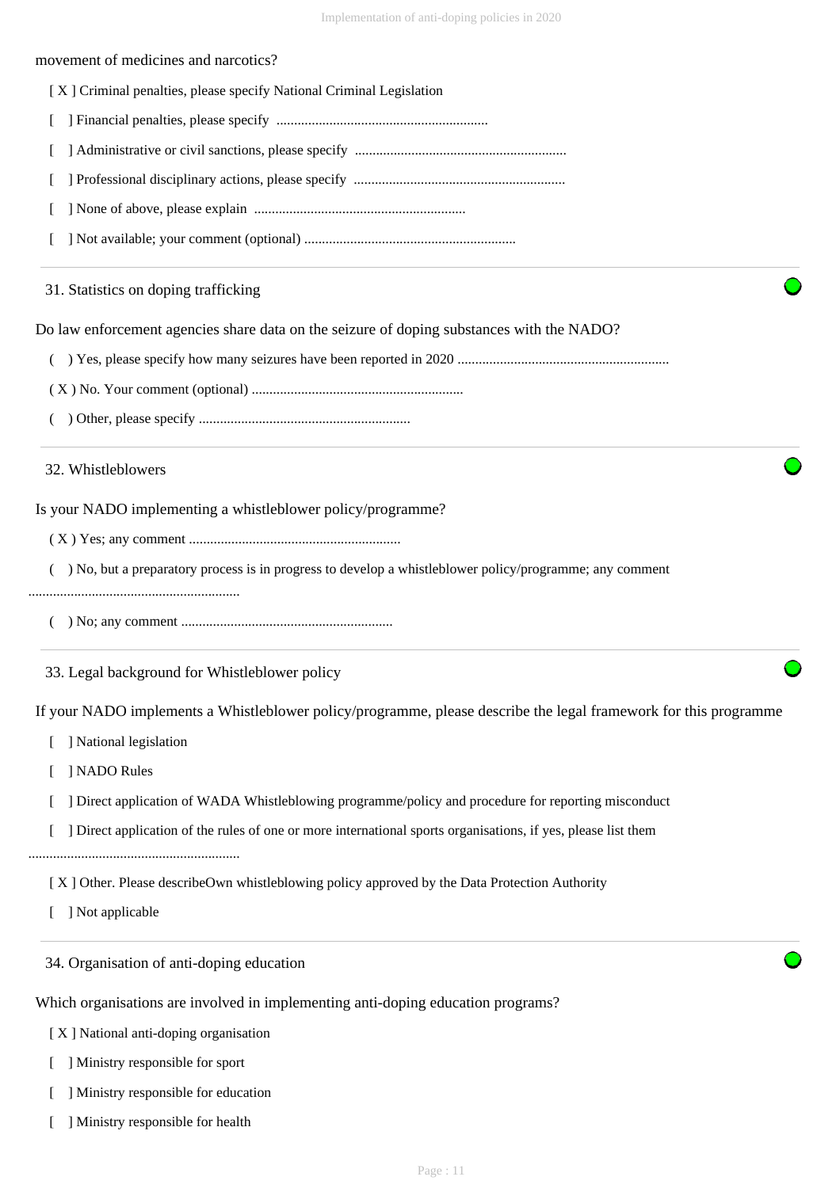movement of medicines and narcotics?

[ X ] Criminal penalties, please specify National Criminal Legislation

[ ] Financial penalties, please specify ............................................................

[ ] Administrative or civil sanctions, please specify ............................................................

[ ] Professional disciplinary actions, please specify ............................................................

[ ] None of above, please explain ............................................................

[ ] Not available; your comment (optional) ............................................................

## 31. Statistics on doping trafficking

Do law enforcement agencies share data on the seizure of doping substances with the NADO?

( ) Yes, please specify how many seizures have been reported in 2020 ............................................................

( X ) No. Your comment (optional) ............................................................

( ) Other, please specify ............................................................

## 32. Whistleblowers

Is your NADO implementing a whistleblower policy/programme?

( X ) Yes; any comment ............................................................

( ) No, but a preparatory process is in progress to develop a whistleblower policy/programme; any comment ............................................................

( ) No; any comment ............................................................

## 33. Legal background for Whistleblower policy

If your NADO implements a Whistleblower policy/programme, please describe the legal framework for this programme

[ ] National legislation

[ ] NADO Rules

[ ] Direct application of WADA Whistleblowing programme/policy and procedure for reporting misconduct

[ ] Direct application of the rules of one or more international sports organisations, if yes, please list them ............................................................

[ X ] Other. Please describeOwn whistleblowing policy approved by the Data Protection Authority

[ ] Not applicable

## 34. Organisation of anti-doping education

Which organisations are involved in implementing anti-doping education programs?

[ X ] National anti-doping organisation

[ ] Ministry responsible for sport

[ ] Ministry responsible for education

[ ] Ministry responsible for health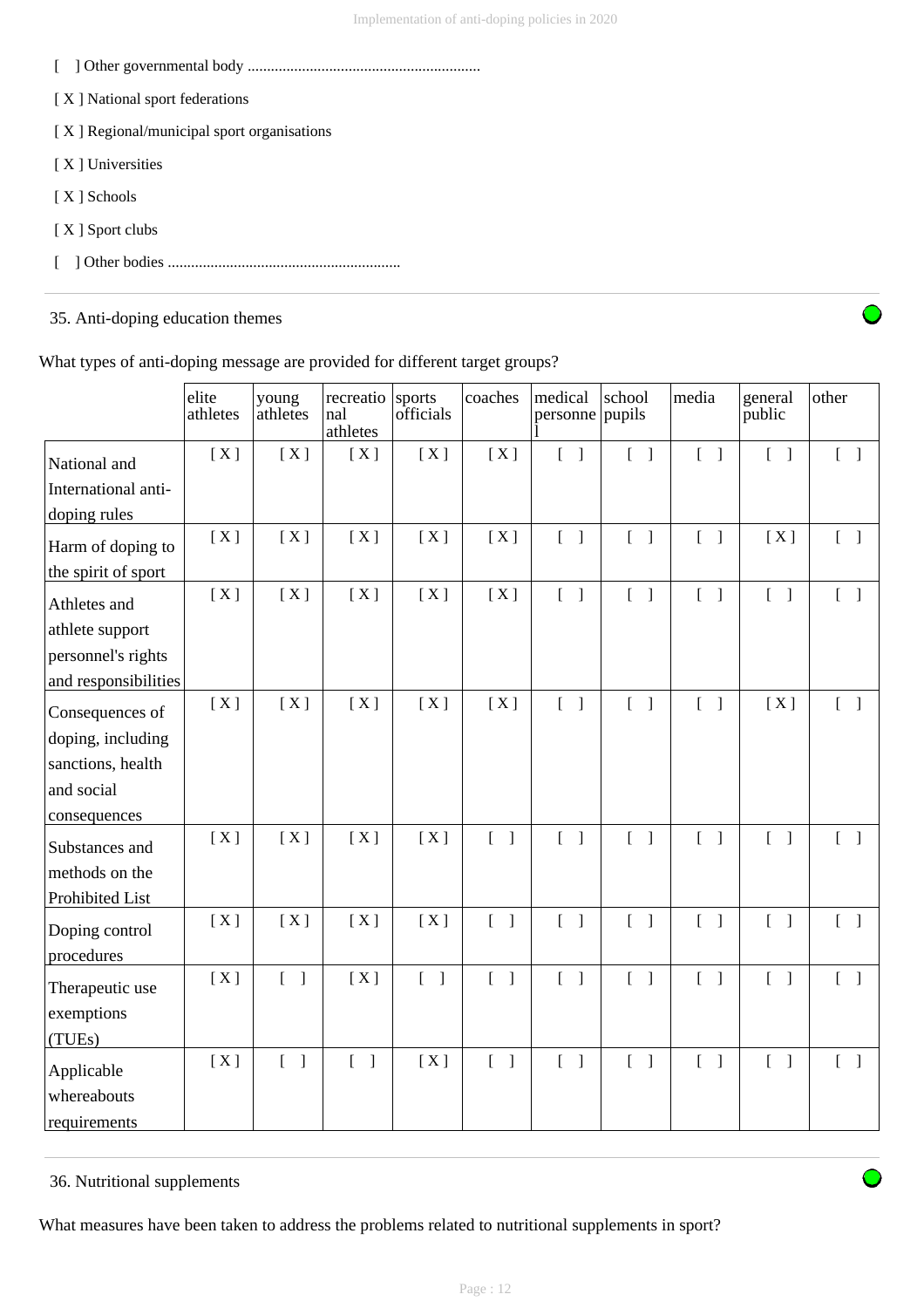[ ] Other governmental body ............................................................

[ X ] National sport federations

[ X ] Regional/municipal sport organisations

[ X ] Universities

[ X ] Schools

[ X ] Sport clubs

[ ] Other bodies ............................................................

35. Anti-doping education themes

What types of anti-doping message are provided for different target groups?

| | elite athletes | young athletes | recreational athletes | sports officials | coaches | medical personnel | school pupils | media | general public | other |
|---|---|---|---|---|---|---|---|---|---|---|
| National and International anti-doping rules | [ X ] | [ X ] | [ X ] | [ X ] | [ X ] | [ ] | [ ] | [ ] | [ ] | [ ] |
| Harm of doping to the spirit of sport | [ X ] | [ X ] | [ X ] | [ X ] | [ X ] | [ ] | [ ] | [ ] | [ X ] | [ ] |
| Athletes and athlete support personnel's rights and responsibilities | [ X ] | [ X ] | [ X ] | [ X ] | [ X ] | [ ] | [ ] | [ ] | [ ] | [ ] |
| Consequences of doping, including sanctions, health and social consequences | [ X ] | [ X ] | [ X ] | [ X ] | [ X ] | [ ] | [ ] | [ ] | [ X ] | [ ] |
| Substances and methods on the Prohibited List | [ X ] | [ X ] | [ X ] | [ X ] | [ ] | [ ] | [ ] | [ ] | [ ] | [ ] |
| Doping control procedures | [ X ] | [ X ] | [ X ] | [ X ] | [ ] | [ ] | [ ] | [ ] | [ ] | [ ] |
| Therapeutic use exemptions (TUEs) | [ X ] | [ ] | [ X ] | [ ] | [ ] | [ ] | [ ] | [ ] | [ ] | [ ] |
| Applicable whereabouts requirements | [ X ] | [ ] | [ ] | [ X ] | [ ] | [ ] | [ ] | [ ] | [ ] | [ ] |

36. Nutritional supplements

What measures have been taken to address the problems related to nutritional supplements in sport?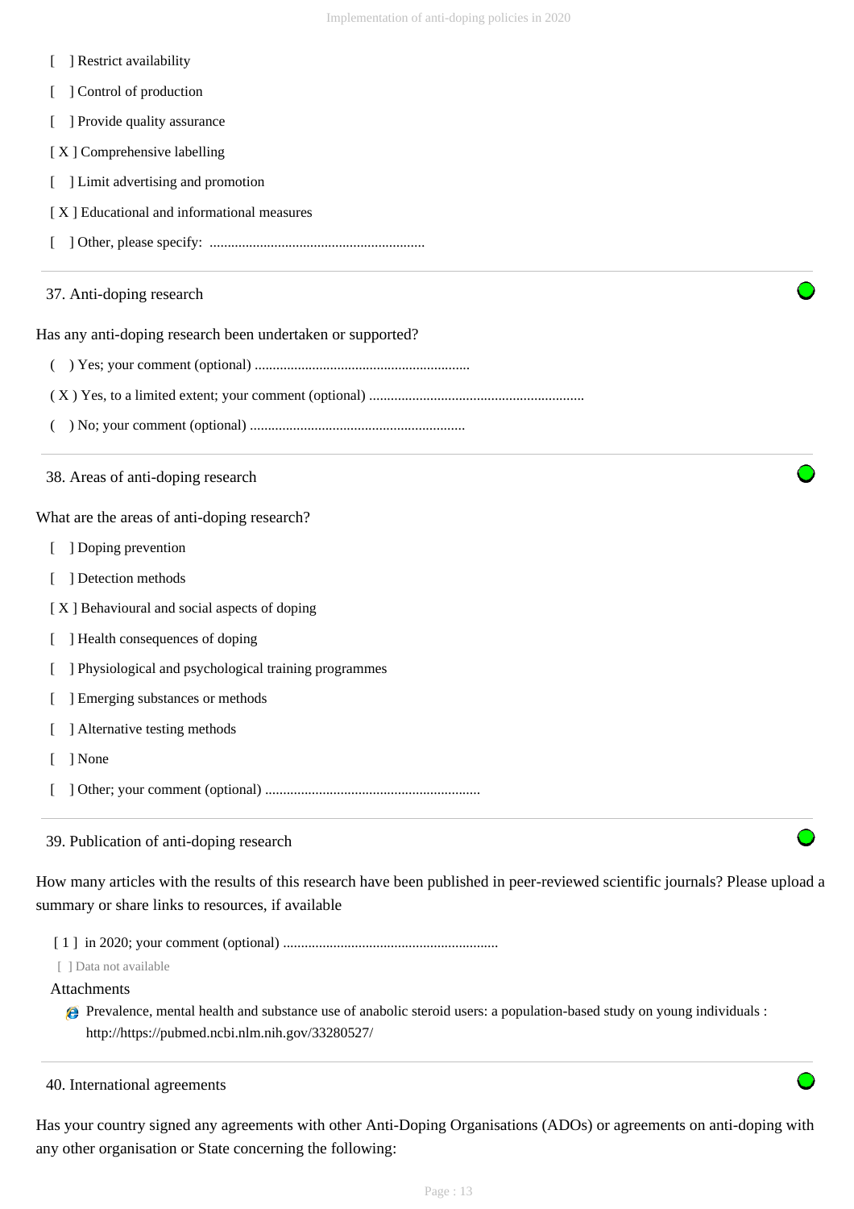[ ] Restrict availability

[ ] Control of production

[ ] Provide quality assurance

[ X ] Comprehensive labelling

[ ] Limit advertising and promotion

[ X ] Educational and informational measures

[ ] Other, please specify: ............................................................

## 37. Anti-doping research

Has any anti-doping research been undertaken or supported?

( ) Yes; your comment (optional) ............................................................

( X ) Yes, to a limited extent; your comment (optional) ............................................................

( ) No; your comment (optional) ............................................................

## 38. Areas of anti-doping research

What are the areas of anti-doping research?

[ ] Doping prevention

[ ] Detection methods

[ X ] Behavioural and social aspects of doping

[ ] Health consequences of doping

[ ] Physiological and psychological training programmes

[ ] Emerging substances or methods

[ ] Alternative testing methods

[ ] None

[ ] Other; your comment (optional) ............................................................

## 39. Publication of anti-doping research

How many articles with the results of this research have been published in peer-reviewed scientific journals? Please upload a summary or share links to resources, if available

[ 1 ] in 2020; your comment (optional) ............................................................

[ ] Data not available

Attachments

- Prevalence, mental health and substance use of anabolic steroid users: a population-based study on young individuals : http://https://pubmed.ncbi.nlm.nih.gov/33280527/

## 40. International agreements

Has your country signed any agreements with other Anti-Doping Organisations (ADOs) or agreements on anti-doping with any other organisation or State concerning the following: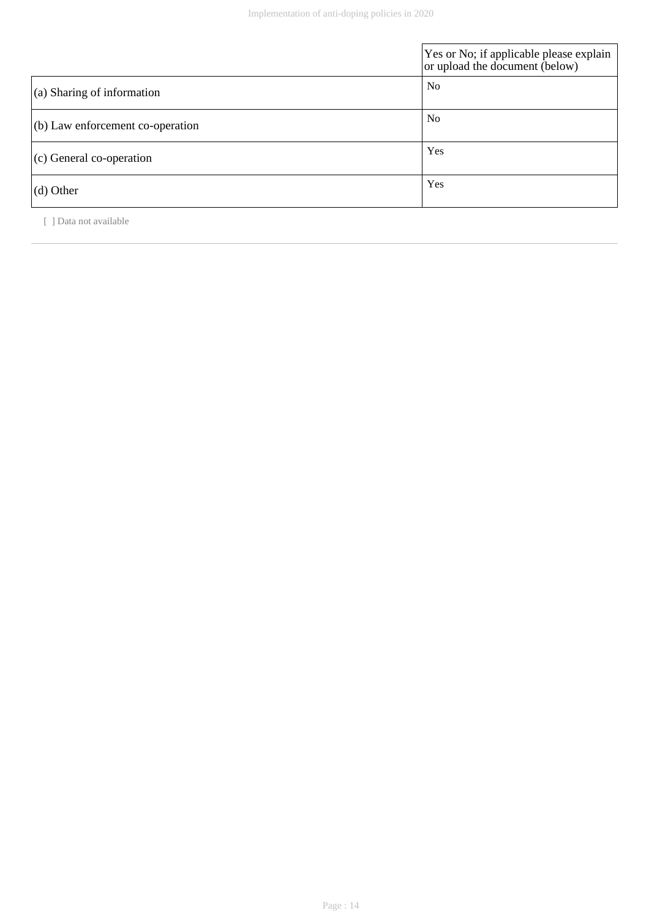| | Yes or No; if applicable please explain or upload the document (below) |
|---|---|
| (a) Sharing of information | No |
| (b) Law enforcement co-operation | No |
| (c) General co-operation | Yes |
| (d) Other | Yes |

[ ] Data not available